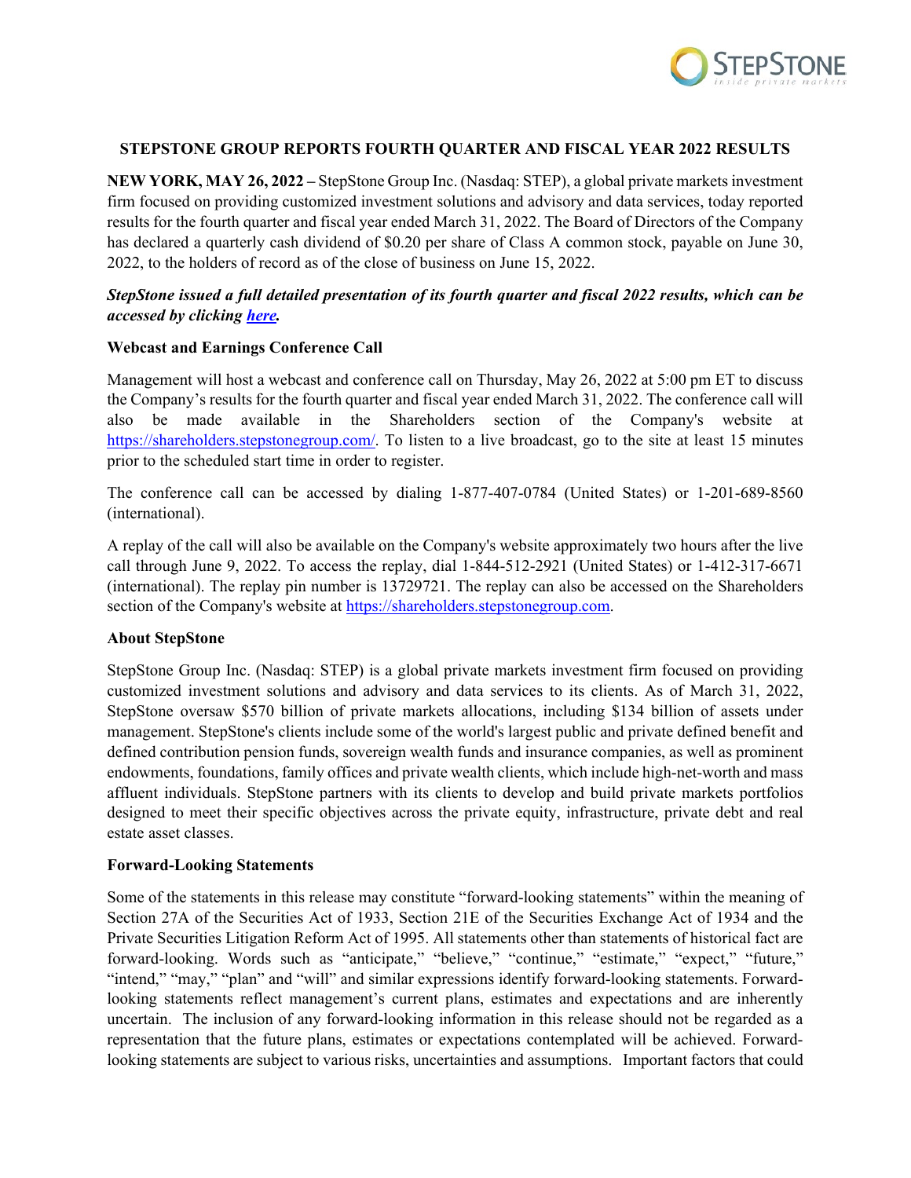# STEPSTONE GROUP REPORTS FOURTH QUARTER AND FISCAL YEAR 2022 RESULTS

**NEW YORK, MAY 26, 2022 –** StepStone Group Inc. (Nasdaq: STEP), a global private markets investment firm focused on providing customized investment solutions and advisory and data services, today reported results for the fourth quarter and fiscal year ended March 31, 2022. The Board of Directors of the Company has declared a quarterly cash dividend of $0.20 per share of Class A common stock, payable on June 30, 2022, to the holders of record as of the close of business on June 15, 2022.

***StepStone issued a full detailed presentation of its fourth quarter and fiscal 2022 results, which can be accessed by clicking [here](here).***

## Webcast and Earnings Conference Call

Management will host a webcast and conference call on Thursday, May 26, 2022 at 5:00 pm ET to discuss the Company's results for the fourth quarter and fiscal year ended March 31, 2022. The conference call will also be made available in the Shareholders section of the Company's website at https://shareholders.stepstonegroup.com/. To listen to a live broadcast, go to the site at least 15 minutes prior to the scheduled start time in order to register.

The conference call can be accessed by dialing 1-877-407-0784 (United States) or 1-201-689-8560 (international).

A replay of the call will also be available on the Company's website approximately two hours after the live call through June 9, 2022. To access the replay, dial 1-844-512-2921 (United States) or 1-412-317-6671 (international). The replay pin number is 13729721. The replay can also be accessed on the Shareholders section of the Company's website at https://shareholders.stepstonegroup.com.

## About StepStone

StepStone Group Inc. (Nasdaq: STEP) is a global private markets investment firm focused on providing customized investment solutions and advisory and data services to its clients. As of March 31, 2022, StepStone oversaw $570 billion of private markets allocations, including $134 billion of assets under management. StepStone's clients include some of the world's largest public and private defined benefit and defined contribution pension funds, sovereign wealth funds and insurance companies, as well as prominent endowments, foundations, family offices and private wealth clients, which include high-net-worth and mass affluent individuals. StepStone partners with its clients to develop and build private markets portfolios designed to meet their specific objectives across the private equity, infrastructure, private debt and real estate asset classes.

## Forward-Looking Statements

Some of the statements in this release may constitute "forward-looking statements" within the meaning of Section 27A of the Securities Act of 1933, Section 21E of the Securities Exchange Act of 1934 and the Private Securities Litigation Reform Act of 1995. All statements other than statements of historical fact are forward-looking. Words such as "anticipate," "believe," "continue," "estimate," "expect," "future," "intend," "may," "plan" and "will" and similar expressions identify forward-looking statements. Forward-looking statements reflect management's current plans, estimates and expectations and are inherently uncertain. The inclusion of any forward-looking information in this release should not be regarded as a representation that the future plans, estimates or expectations contemplated will be achieved. Forward-looking statements are subject to various risks, uncertainties and assumptions. Important factors that could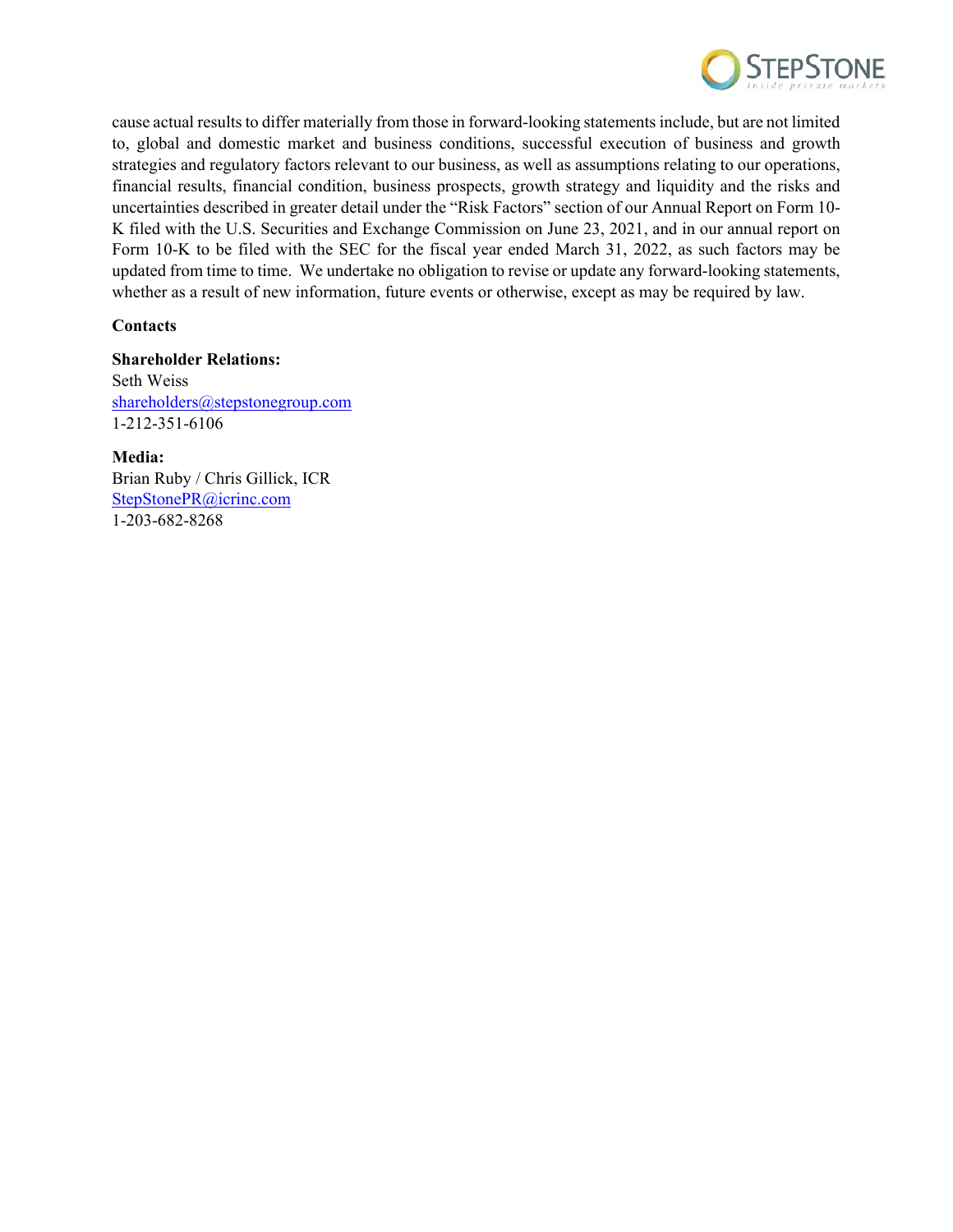cause actual results to differ materially from those in forward-looking statements include, but are not limited to, global and domestic market and business conditions, successful execution of business and growth strategies and regulatory factors relevant to our business, as well as assumptions relating to our operations, financial results, financial condition, business prospects, growth strategy and liquidity and the risks and uncertainties described in greater detail under the "Risk Factors" section of our Annual Report on Form 10-K filed with the U.S. Securities and Exchange Commission on June 23, 2021, and in our annual report on Form 10-K to be filed with the SEC for the fiscal year ended March 31, 2022, as such factors may be updated from time to time. We undertake no obligation to revise or update any forward-looking statements, whether as a result of new information, future events or otherwise, except as may be required by law.

**Contacts**

**Shareholder Relations:**
Seth Weiss
shareholders@stepstonegroup.com
1-212-351-6106

**Media:**
Brian Ruby / Chris Gillick, ICR
StepStonePR@icrinc.com
1-203-682-8268